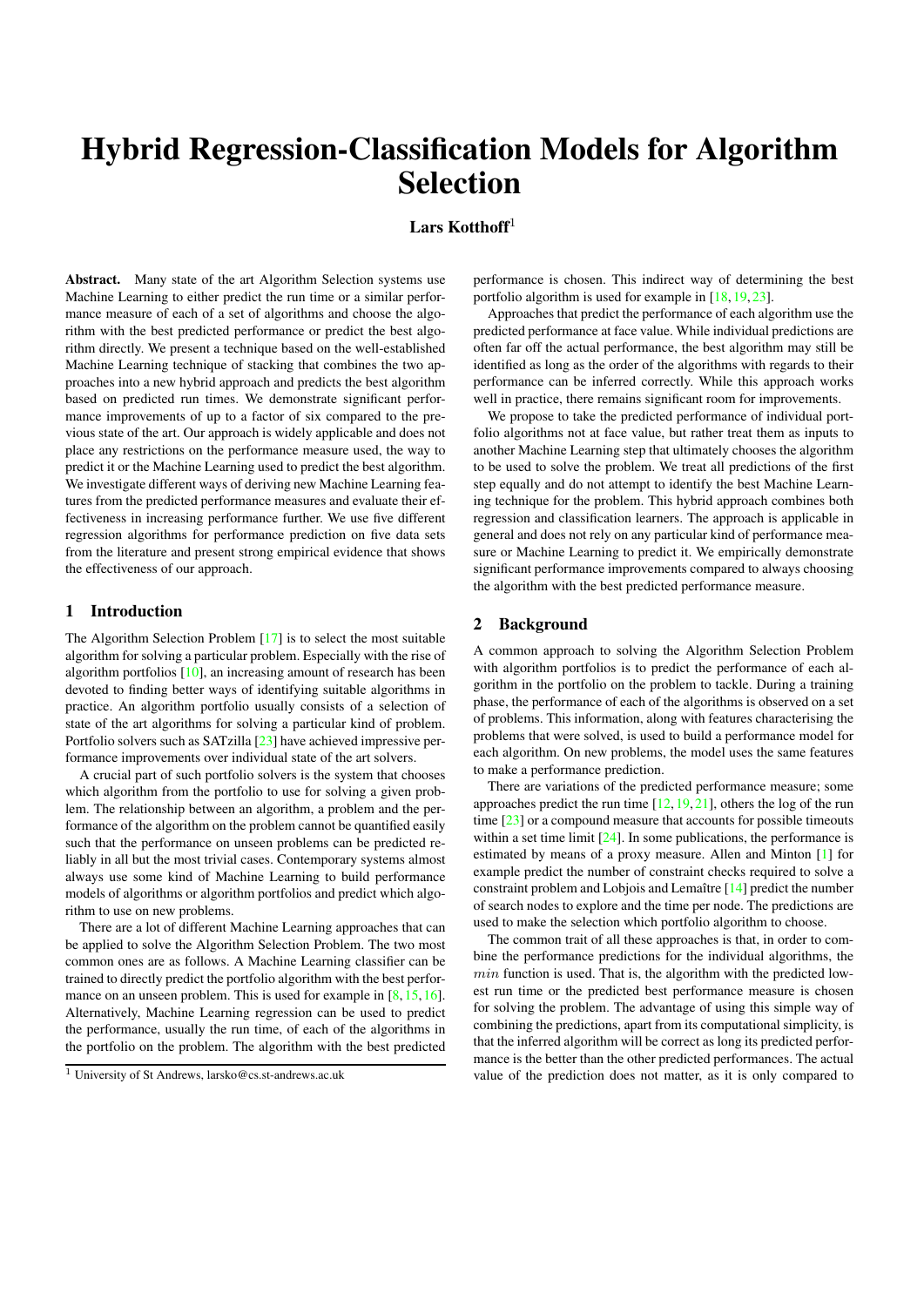# Hybrid Regression-Classification Models for Algorithm Selection

**Lars Kotthoff**[1]

**Abstract.** Many state of the art Algorithm Selection systems use Machine Learning to either predict the run time or a similar performance measure of each of a set of algorithms and choose the algorithm with the best predicted performance or predict the best algorithm directly. We present a technique based on the well-established Machine Learning technique of stacking that combines the two approaches into a new hybrid approach and predicts the best algorithm based on predicted run times. We demonstrate significant performance improvements of up to a factor of six compared to the previous state of the art. Our approach is widely applicable and does not place any restrictions on the performance measure used, the way to predict it or the Machine Learning used to predict the best algorithm. We investigate different ways of deriving new Machine Learning features from the predicted performance measures and evaluate their effectiveness in increasing performance further. We use five different regression algorithms for performance prediction on five data sets from the literature and present strong empirical evidence that shows the effectiveness of our approach.

## 1 Introduction

The Algorithm Selection Problem [17] is to select the most suitable algorithm for solving a particular problem. Especially with the rise of algorithm portfolios [10], an increasing amount of research has been devoted to finding better ways of identifying suitable algorithms in practice. An algorithm portfolio usually consists of a selection of state of the art algorithms for solving a particular kind of problem. Portfolio solvers such as SATzilla [23] have achieved impressive performance improvements over individual state of the art solvers.

A crucial part of such portfolio solvers is the system that chooses which algorithm from the portfolio to use for solving a given problem. The relationship between an algorithm, a problem and the performance of the algorithm on the problem cannot be quantified easily such that the performance on unseen problems can be predicted reliably in all but the most trivial cases. Contemporary systems almost always use some kind of Machine Learning to build performance models of algorithms or algorithm portfolios and predict which algorithm to use on new problems.

There are a lot of different Machine Learning approaches that can be applied to solve the Algorithm Selection Problem. The two most common ones are as follows. A Machine Learning classifier can be trained to directly predict the portfolio algorithm with the best performance on an unseen problem. This is used for example in [8, 15, 16]. Alternatively, Machine Learning regression can be used to predict the performance, usually the run time, of each of the algorithms in the portfolio on the problem. The algorithm with the best predicted performance is chosen. This indirect way of determining the best portfolio algorithm is used for example in [18, 19, 23].

Approaches that predict the performance of each algorithm use the predicted performance at face value. While individual predictions are often far off the actual performance, the best algorithm may still be identified as long as the order of the algorithms with regards to their performance can be inferred correctly. While this approach works well in practice, there remains significant room for improvements.

We propose to take the predicted performance of individual portfolio algorithms not at face value, but rather treat them as inputs to another Machine Learning step that ultimately chooses the algorithm to be used to solve the problem. We treat all predictions of the first step equally and do not attempt to identify the best Machine Learning technique for the problem. This hybrid approach combines both regression and classification learners. The approach is applicable in general and does not rely on any particular kind of performance measure or Machine Learning to predict it. We empirically demonstrate significant performance improvements compared to always choosing the algorithm with the best predicted performance measure.

## 2 Background

A common approach to solving the Algorithm Selection Problem with algorithm portfolios is to predict the performance of each algorithm in the portfolio on the problem to tackle. During a training phase, the performance of each of the algorithms is observed on a set of problems. This information, along with features characterising the problems that were solved, is used to build a performance model for each algorithm. On new problems, the model uses the same features to make a performance prediction.

There are variations of the predicted performance measure; some approaches predict the run time [12, 19, 21], others the log of the run time [23] or a compound measure that accounts for possible timeouts within a set time limit [24]. In some publications, the performance is estimated by means of a proxy measure. Allen and Minton [1] for example predict the number of constraint checks required to solve a constraint problem and Lobjois and Lemaître [14] predict the number of search nodes to explore and the time per node. The predictions are used to make the selection which portfolio algorithm to choose.

The common trait of all these approaches is that, in order to combine the performance predictions for the individual algorithms, the $min$ function is used. That is, the algorithm with the predicted lowest run time or the predicted best performance measure is chosen for solving the problem. The advantage of using this simple way of combining the predictions, apart from its computational simplicity, is that the inferred algorithm will be correct as long its predicted performance is the better than the other predicted performances. The actual value of the prediction does not matter, as it is only compared to

[1] University of St Andrews, larsko@cs.st-andrews.ac.uk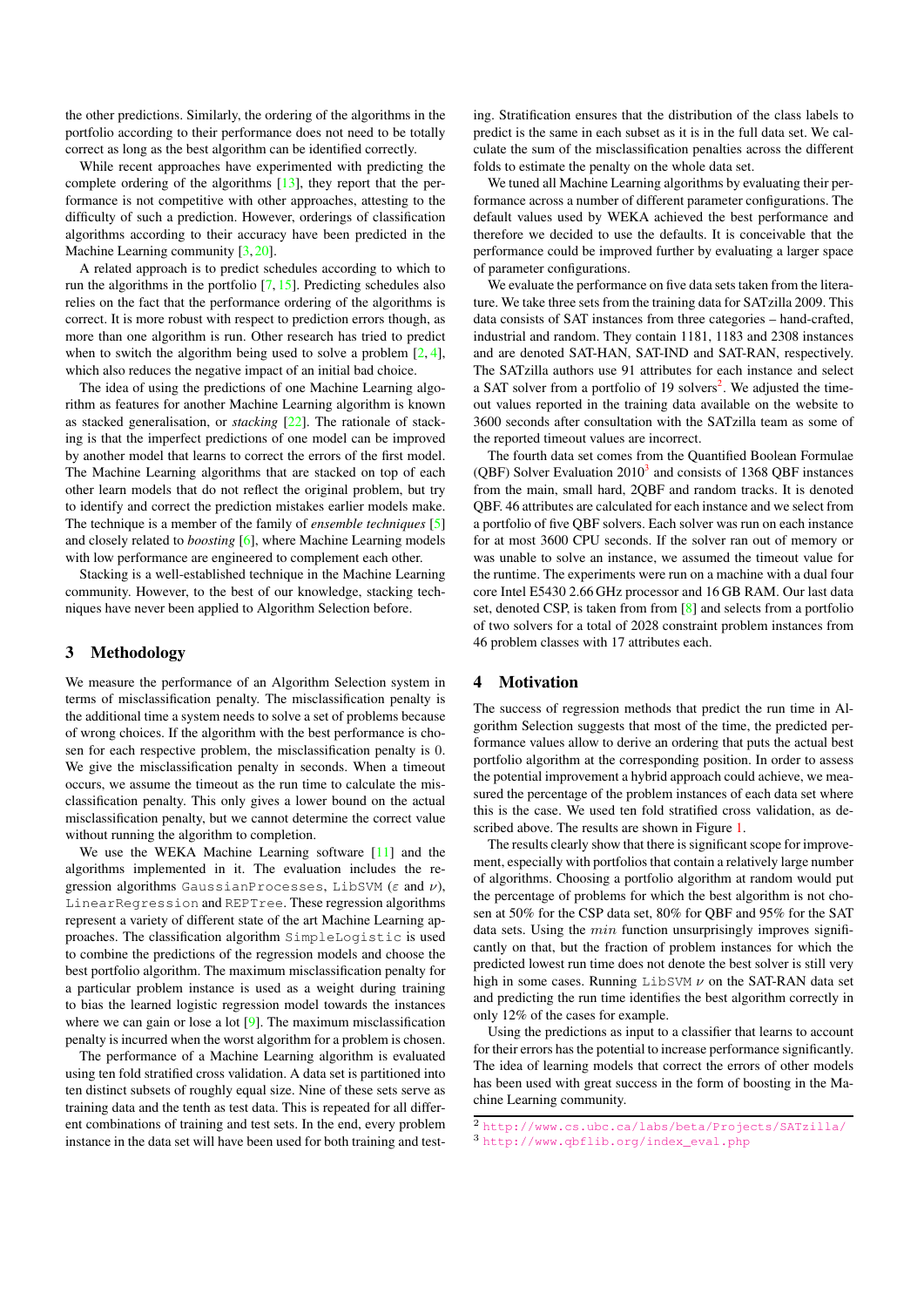the other predictions. Similarly, the ordering of the algorithms in the portfolio according to their performance does not need to be totally correct as long as the best algorithm can be identified correctly.

While recent approaches have experimented with predicting the complete ordering of the algorithms [13], they report that the performance is not competitive with other approaches, attesting to the difficulty of such a prediction. However, orderings of classification algorithms according to their accuracy have been predicted in the Machine Learning community [3, 20].

A related approach is to predict schedules according to which to run the algorithms in the portfolio [7, 15]. Predicting schedules also relies on the fact that the performance ordering of the algorithms is correct. It is more robust with respect to prediction errors though, as more than one algorithm is run. Other research has tried to predict when to switch the algorithm being used to solve a problem [2, 4], which also reduces the negative impact of an initial bad choice.

The idea of using the predictions of one Machine Learning algorithm as features for another Machine Learning algorithm is known as stacked generalisation, or *stacking* [22]. The rationale of stacking is that the imperfect predictions of one model can be improved by another model that learns to correct the errors of the first model. The Machine Learning algorithms that are stacked on top of each other learn models that do not reflect the original problem, but try to identify and correct the prediction mistakes earlier models make. The technique is a member of the family of *ensemble techniques* [5] and closely related to *boosting* [6], where Machine Learning models with low performance are engineered to complement each other.

Stacking is a well-established technique in the Machine Learning community. However, to the best of our knowledge, stacking techniques have never been applied to Algorithm Selection before.

## 3 Methodology

We measure the performance of an Algorithm Selection system in terms of misclassification penalty. The misclassification penalty is the additional time a system needs to solve a set of problems because of wrong choices. If the algorithm with the best performance is chosen for each respective problem, the misclassification penalty is 0. We give the misclassification penalty in seconds. When a timeout occurs, we assume the timeout as the run time to calculate the misclassification penalty. This only gives a lower bound on the actual misclassification penalty, but we cannot determine the correct value without running the algorithm to completion.

We use the WEKA Machine Learning software [11] and the algorithms implemented in it. The evaluation includes the regression algorithms `GaussianProcesses`, `LibSVM` ($\varepsilon$ and $\nu$), `LinearRegression` and `REPTree`. These regression algorithms represent a variety of different state of the art Machine Learning approaches. The classification algorithm `SimpleLogistic` is used to combine the predictions of the regression models and choose the best portfolio algorithm. The maximum misclassification penalty for a particular problem instance is used as a weight during training to bias the learned logistic regression model towards the instances where we can gain or lose a lot [9]. The maximum misclassification penalty is incurred when the worst algorithm for a problem is chosen.

The performance of a Machine Learning algorithm is evaluated using ten fold stratified cross validation. A data set is partitioned into ten distinct subsets of roughly equal size. Nine of these sets serve as training data and the tenth as test data. This is repeated for all different combinations of training and test sets. In the end, every problem instance in the data set will have been used for both training and testing. Stratification ensures that the distribution of the class labels to predict is the same in each subset as it is in the full data set. We calculate the sum of the misclassification penalties across the different folds to estimate the penalty on the whole data set.

We tuned all Machine Learning algorithms by evaluating their performance across a number of different parameter configurations. The default values used by WEKA achieved the best performance and therefore we decided to use the defaults. It is conceivable that the performance could be improved further by evaluating a larger space of parameter configurations.

We evaluate the performance on five data sets taken from the literature. We take three sets from the training data for SATzilla 2009. This data consists of SAT instances from three categories – hand-crafted, industrial and random. They contain 1181, 1183 and 2308 instances and are denoted SAT-HAN, SAT-IND and SAT-RAN, respectively. The SATzilla authors use 91 attributes for each instance and select a SAT solver from a portfolio of 19 solvers[2]. We adjusted the timeout values reported in the training data available on the website to 3600 seconds after consultation with the SATzilla team as some of the reported timeout values are incorrect.

The fourth data set comes from the Quantified Boolean Formulae (QBF) Solver Evaluation 2010[3] and consists of 1368 QBF instances from the main, small hard, 2QBF and random tracks. It is denoted QBF. 46 attributes are calculated for each instance and we select from a portfolio of five QBF solvers. Each solver was run on each instance for at most 3600 CPU seconds. If the solver ran out of memory or was unable to solve an instance, we assumed the timeout value for the runtime. The experiments were run on a machine with a dual four core Intel E5430 2.66 GHz processor and 16 GB RAM. Our last data set, denoted CSP, is taken from from [8] and selects from a portfolio of two solvers for a total of 2028 constraint problem instances from 46 problem classes with 17 attributes each.

## 4 Motivation

The success of regression methods that predict the run time in Algorithm Selection suggests that most of the time, the predicted performance values allow to derive an ordering that puts the actual best portfolio algorithm at the corresponding position. In order to assess the potential improvement a hybrid approach could achieve, we measured the percentage of the problem instances of each data set where this is the case. We used ten fold stratified cross validation, as described above. The results are shown in Figure 1.

The results clearly show that there is significant scope for improvement, especially with portfolios that contain a relatively large number of algorithms. Choosing a portfolio algorithm at random would put the percentage of problems for which the best algorithm is not chosen at 50% for the CSP data set, 80% for QBF and 95% for the SAT data sets. Using the $min$ function unsurprisingly improves significantly on that, but the fraction of problem instances for which the predicted lowest run time does not denote the best solver is still very high in some cases. Running `LibSVM` $\nu$ on the SAT-RAN data set and predicting the run time identifies the best algorithm correctly in only 12% of the cases for example.

Using the predictions as input to a classifier that learns to account for their errors has the potential to increase performance significantly. The idea of learning models that correct the errors of other models has been used with great success in the form of boosting in the Machine Learning community.

[2] http://www.cs.ubc.ca/labs/beta/Projects/SATzilla/

[3] http://www.qbflib.org/index_eval.php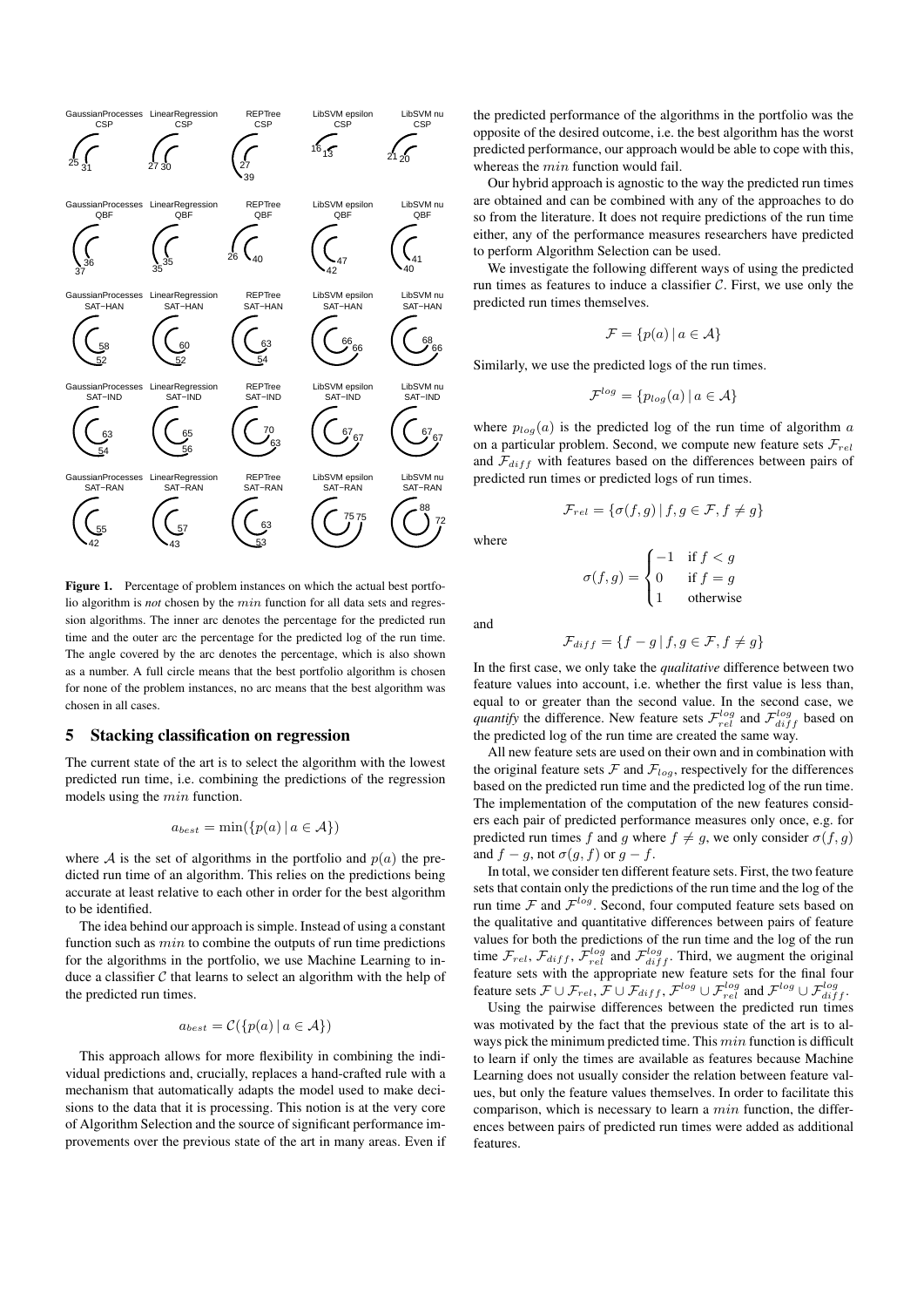GaussianProcesses CSP
25 31

LinearRegression CSP
27 30

REPTree CSP
27 39

LibSVM epsilon CSP
16 13

LibSVM nu CSP
21 20

GaussianProcesses QBF
36 37

LinearRegression QBF
35 35

REPTree QBF
26 40

LibSVM epsilon QBF
47 42

LibSVM nu QBF
41 40

GaussianProcesses SAT−HAN
58 52

LinearRegression SAT−HAN
60 52

REPTree SAT−HAN
63 54

LibSVM epsilon SAT−HAN
66 66

LibSVM nu SAT−HAN
68 66

GaussianProcesses SAT−IND
63 54

LinearRegression SAT−IND
65 56

REPTree SAT−IND
70 63

LibSVM epsilon SAT−IND
67 67

LibSVM nu SAT−IND
67 67

GaussianProcesses SAT−RAN
55 42

LinearRegression SAT−RAN
57 43

REPTree SAT−RAN
63 53

LibSVM epsilon SAT−RAN
75 75

LibSVM nu SAT−RAN
88 72

**Figure 1.** Percentage of problem instances on which the actual best portfolio algorithm is *not* chosen by the $min$ function for all data sets and regression algorithms. The inner arc denotes the percentage for the predicted run time and the outer arc the percentage for the predicted log of the run time. The angle covered by the arc denotes the percentage, which is also shown as a number. A full circle means that the best portfolio algorithm is chosen for none of the problem instances, no arc means that the best algorithm was chosen in all cases.

## 5 Stacking classification on regression

The current state of the art is to select the algorithm with the lowest predicted run time, i.e. combining the predictions of the regression models using the $min$ function.

$$a_{best} = \min(\{p(a) \mid a \in \mathcal{A}\})$$

where $\mathcal{A}$ is the set of algorithms in the portfolio and $p(a)$ the predicted run time of an algorithm. This relies on the predictions being accurate at least relative to each other in order for the best algorithm to be identified.

The idea behind our approach is simple. Instead of using a constant function such as $min$ to combine the outputs of run time predictions for the algorithms in the portfolio, we use Machine Learning to induce a classifier $\mathcal{C}$ that learns to select an algorithm with the help of the predicted run times.

$$a_{best} = \mathcal{C}(\{p(a) \mid a \in \mathcal{A}\})$$

This approach allows for more flexibility in combining the individual predictions and, crucially, replaces a hand-crafted rule with a mechanism that automatically adapts the model used to make decisions to the data that it is processing. This notion is at the very core of Algorithm Selection and the source of significant performance improvements over the previous state of the art in many areas. Even if the predicted performance of the algorithms in the portfolio was the opposite of the desired outcome, i.e. the best algorithm has the worst predicted performance, our approach would be able to cope with this, whereas the $min$ function would fail.

Our hybrid approach is agnostic to the way the predicted run times are obtained and can be combined with any of the approaches to do so from the literature. It does not require predictions of the run time either, any of the performance measures researchers have predicted to perform Algorithm Selection can be used.

We investigate the following different ways of using the predicted run times as features to induce a classifier $\mathcal{C}$. First, we use only the predicted run times themselves.

$$\mathcal{F} = \{p(a) \mid a \in \mathcal{A}\}$$

Similarly, we use the predicted logs of the run times.

$$\mathcal{F}^{log} = \{p_{log}(a) \mid a \in \mathcal{A}\}$$

where $p_{log}(a)$ is the predicted log of the run time of algorithm $a$ on a particular problem. Second, we compute new feature sets $\mathcal{F}_{rel}$ and $\mathcal{F}_{diff}$ with features based on the differences between pairs of predicted run times or predicted logs of run times.

$$\mathcal{F}_{rel} = \{\sigma(f, g) \mid f, g \in \mathcal{F}, f \neq g\}$$

where

$$\sigma(f, g) = \begin{cases} -1 & \text{if } f < g \\ 0 & \text{if } f = g \\ 1 & \text{otherwise} \end{cases}$$

and

$$\mathcal{F}_{diff} = \{f - g \mid f, g \in \mathcal{F}, f \neq g\}$$

In the first case, we only take the *qualitative* difference between two feature values into account, i.e. whether the first value is less than, equal to or greater than the second value. In the second case, we *quantify* the difference. New feature sets $\mathcal{F}^{log}_{rel}$ and $\mathcal{F}^{log}_{diff}$ based on the predicted log of the run time are created the same way.

All new feature sets are used on their own and in combination with the original feature sets $\mathcal{F}$ and $\mathcal{F}_{log}$, respectively for the differences based on the predicted run time and the predicted log of the run time. The implementation of the computation of the new features considers each pair of predicted performance measures only once, e.g. for predicted run times $f$ and $g$ where $f \neq g$, we only consider $\sigma(f, g)$ and $f - g$, not $\sigma(g, f)$ or $g - f$.

In total, we consider ten different feature sets. First, the two feature sets that contain only the predictions of the run time and the log of the run time $\mathcal{F}$ and $\mathcal{F}^{log}$. Second, four computed feature sets based on the qualitative and quantitative differences between pairs of feature values for both the predictions of the run time and the log of the run time $\mathcal{F}_{rel}$, $\mathcal{F}_{diff}$, $\mathcal{F}^{log}_{rel}$ and $\mathcal{F}^{log}_{diff}$. Third, we augment the original feature sets with the appropriate new feature sets for the final four feature sets $\mathcal{F} \cup \mathcal{F}_{rel}$, $\mathcal{F} \cup \mathcal{F}_{diff}$, $\mathcal{F}^{log} \cup \mathcal{F}^{log}_{rel}$ and $\mathcal{F}^{log} \cup \mathcal{F}^{log}_{diff}$.

Using the pairwise differences between the predicted run times was motivated by the fact that the previous state of the art is to always pick the minimum predicted time. This $min$ function is difficult to learn if only the times are available as features because Machine Learning does not usually consider the relation between feature values, but only the feature values themselves. In order to facilitate this comparison, which is necessary to learn a $min$ function, the differences between pairs of predicted run times were added as additional features.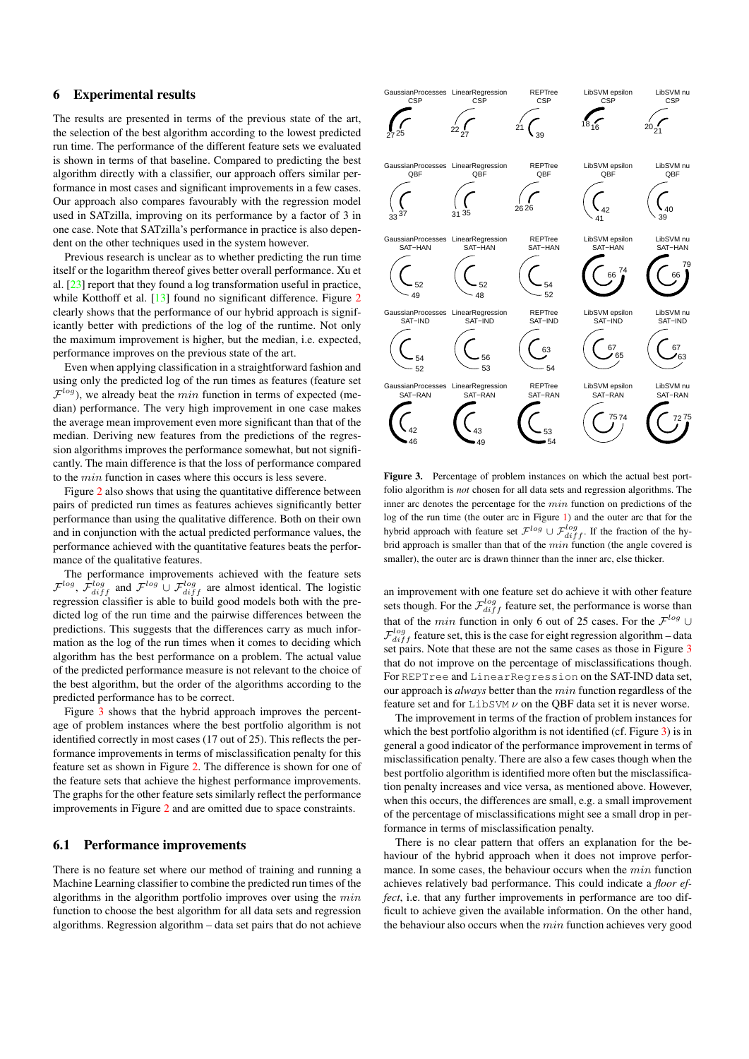## 6 Experimental results

The results are presented in terms of the previous state of the art, the selection of the best algorithm according to the lowest predicted run time. The performance of the different feature sets we evaluated is shown in terms of that baseline. Compared to predicting the best algorithm directly with a classifier, our approach offers similar performance in most cases and significant improvements in a few cases. Our approach also compares favourably with the regression model used in SATzilla, improving on its performance by a factor of 3 in one case. Note that SATzilla's performance in practice is also dependent on the other techniques used in the system however.

Previous research is unclear as to whether predicting the run time itself or the logarithm thereof gives better overall performance. Xu et al. [23] report that they found a log transformation useful in practice, while Kotthoff et al. [13] found no significant difference. Figure 2 clearly shows that the performance of our hybrid approach is significantly better with predictions of the log of the runtime. Not only the maximum improvement is higher, but the median, i.e. expected, performance improves on the previous state of the art.

Even when applying classification in a straightforward fashion and using only the predicted log of the run times as features (feature set $\mathcal{F}^{log}$), we already beat the $min$ function in terms of expected (median) performance. The very high improvement in one case makes the average mean improvement even more significant than that of the median. Deriving new features from the predictions of the regression algorithms improves the performance somewhat, but not significantly. The main difference is that the loss of performance compared to the $min$ function in cases where this occurs is less severe.

Figure 2 also shows that using the quantitative difference between pairs of predicted run times as features achieves significantly better performance than using the qualitative difference. Both on their own and in conjunction with the actual predicted performance values, the performance achieved with the quantitative features beats the performance of the qualitative features.

The performance improvements achieved with the feature sets $\mathcal{F}^{log}$, $\mathcal{F}^{log}_{diff}$ and $\mathcal{F}^{log} \cup \mathcal{F}^{log}_{diff}$ are almost identical. The logistic regression classifier is able to build good models both with the predicted log of the run time and the pairwise differences between the predictions. This suggests that the differences carry as much information as the log of the run times when it comes to deciding which algorithm has the best performance on a problem. The actual value of the predicted performance measure is not relevant to the choice of the best algorithm, but the order of the algorithms according to the predicted performance has to be correct.

Figure 3 shows that the hybrid approach improves the percentage of problem instances where the best portfolio algorithm is not identified correctly in most cases (17 out of 25). This reflects the performance improvements in terms of misclassification penalty for this feature set as shown in Figure 2. The difference is shown for one of the feature sets that achieve the highest performance improvements. The graphs for the other feature sets similarly reflect the performance improvements in Figure 2 and are omitted due to space constraints.

GaussianProcesses CSP 27 25
LinearRegression CSP 22 27
REPTree CSP 21 39
LibSVM epsilon CSP 18 16
LibSVM nu CSP 20 21
GaussianProcesses QBF 33 37
LinearRegression QBF 31 35
REPTree QBF 26 26
LibSVM epsilon QBF 42 41
LibSVM nu QBF 40 39
GaussianProcesses SAT−HAN 52 49
LinearRegression SAT−HAN 52 48
REPTree SAT−HAN 54 52
LibSVM epsilon SAT−HAN 66 74
LibSVM nu SAT−HAN 66 79
GaussianProcesses SAT−IND 54 52
LinearRegression SAT−IND 56 53
REPTree SAT−IND 63 54
LibSVM epsilon SAT−IND 67 65
LibSVM nu SAT−IND 67 63
GaussianProcesses SAT−RAN 42 46
LinearRegression SAT−RAN 43 49
REPTree SAT−RAN 53 54
LibSVM epsilon SAT−RAN 75 74
LibSVM nu SAT−RAN 72 75

**Figure 3.** Percentage of problem instances on which the actual best portfolio algorithm is *not* chosen for all data sets and regression algorithms. The inner arc denotes the percentage for the $min$ function on predictions of the log of the run time (the outer arc in Figure 1) and the outer arc that for the hybrid approach with feature set $\mathcal{F}^{log} \cup \mathcal{F}^{log}_{diff}$. If the fraction of the hybrid approach is smaller than that of the $min$ function (the angle covered is smaller), the outer arc is drawn thinner than the inner arc, else thicker.

### 6.1 Performance improvements

There is no feature set where our method of training and running a Machine Learning classifier to combine the predicted run times of the algorithms in the algorithm portfolio improves over using the $min$ function to choose the best algorithm for all data sets and regression algorithms. Regression algorithm – data set pairs that do not achieve an improvement with one feature set do achieve it with other feature sets though. For the $\mathcal{F}^{log}_{diff}$ feature set, the performance is worse than that of the $min$ function in only 6 out of 25 cases. For the $\mathcal{F}^{log} \cup \mathcal{F}^{log}_{diff}$ feature set, this is the case for eight regression algorithm – data set pairs. Note that these are not the same cases as those in Figure 3 that do not improve on the percentage of misclassifications though. For `REPTree` and `LinearRegression` on the SAT-IND data set, our approach is *always* better than the $min$ function regardless of the feature set and for `LibSVM` $\nu$ on the QBF data set it is never worse.

The improvement in terms of the fraction of problem instances for which the best portfolio algorithm is not identified (cf. Figure 3) is in general a good indicator of the performance improvement in terms of misclassification penalty. There are also a few cases though where the best portfolio algorithm is identified more often but the misclassification penalty increases and vice versa, as mentioned above. However, when this occurs, the differences are small, e.g. a small improvement of the percentage of misclassifications might see a small drop in performance in terms of misclassification penalty.

There is no clear pattern that offers an explanation for the behaviour of the hybrid approach when it does not improve performance. In some cases, the behaviour occurs when the $min$ function achieves relatively bad performance. This could indicate a *floor effect*, i.e. that any further improvements in performance are too difficult to achieve given the available information. On the other hand, the behaviour also occurs when the $min$ function achieves very good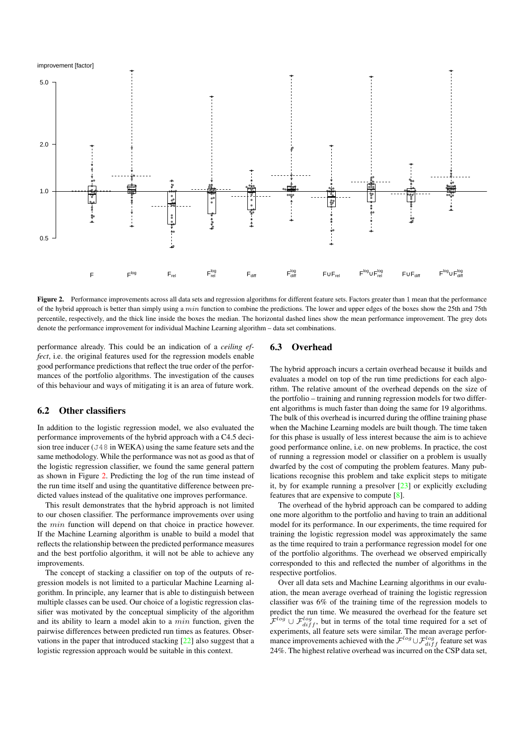Figure 2. Performance improvements across all data sets and regression algorithms for different feature sets. Factors greater than 1 mean that the performance of the hybrid approach is better than simply using a $min$ function to combine the predictions. The lower and upper edges of the boxes show the 25th and 75th percentile, respectively, and the thick line inside the boxes the median. The horizontal dashed lines show the mean performance improvement. The grey dots denote the performance improvement for individual Machine Learning algorithm – data set combinations.

performance already. This could be an indication of a *ceiling effect*, i.e. the original features used for the regression models enable good performance predictions that reflect the true order of the performances of the portfolio algorithms. The investigation of the causes of this behaviour and ways of mitigating it is an area of future work.

## 6.2 Other classifiers

In addition to the logistic regression model, we also evaluated the performance improvements of the hybrid approach with a C4.5 decision tree inducer (J48 in WEKA) using the same feature sets and the same methodology. While the performance was not as good as that of the logistic regression classifier, we found the same general pattern as shown in Figure 2. Predicting the log of the run time instead of the run time itself and using the quantitative difference between predicted values instead of the qualitative one improves performance.

This result demonstrates that the hybrid approach is not limited to our chosen classifier. The performance improvements over using the $min$ function will depend on that choice in practice however. If the Machine Learning algorithm is unable to build a model that reflects the relationship between the predicted performance measures and the best portfolio algorithm, it will not be able to achieve any improvements.

The concept of stacking a classifier on top of the outputs of regression models is not limited to a particular Machine Learning algorithm. In principle, any learner that is able to distinguish between multiple classes can be used. Our choice of a logistic regression classifier was motivated by the conceptual simplicity of the algorithm and its ability to learn a model akin to a $min$ function, given the pairwise differences between predicted run times as features. Observations in the paper that introduced stacking [22] also suggest that a logistic regression approach would be suitable in this context.

## 6.3 Overhead

The hybrid approach incurs a certain overhead because it builds and evaluates a model on top of the run time predictions for each algorithm. The relative amount of the overhead depends on the size of the portfolio – training and running regression models for two different algorithms is much faster than doing the same for 19 algorithms. The bulk of this overhead is incurred during the offline training phase when the Machine Learning models are built though. The time taken for this phase is usually of less interest because the aim is to achieve good performance online, i.e. on new problems. In practice, the cost of running a regression model or classifier on a problem is usually dwarfed by the cost of computing the problem features. Many publications recognise this problem and take explicit steps to mitigate it, by for example running a presolver [23] or explicitly excluding features that are expensive to compute [8].

The overhead of the hybrid approach can be compared to adding one more algorithm to the portfolio and having to train an additional model for its performance. In our experiments, the time required for training the logistic regression model was approximately the same as the time required to train a performance regression model for one of the portfolio algorithms. The overhead we observed empirically corresponded to this and reflected the number of algorithms in the respective portfolios.

Over all data sets and Machine Learning algorithms in our evaluation, the mean average overhead of training the logistic regression classifier was 6% of the training time of the regression models to predict the run time. We measured the overhead for the feature set $\mathcal{F}^{log} \cup \mathcal{F}^{log}_{diff}$, but in terms of the total time required for a set of experiments, all feature sets were similar. The mean average performance improvements achieved with the $\mathcal{F}^{log} \cup \mathcal{F}^{log}_{diff}$ feature set was 24%. The highest relative overhead was incurred on the CSP data set,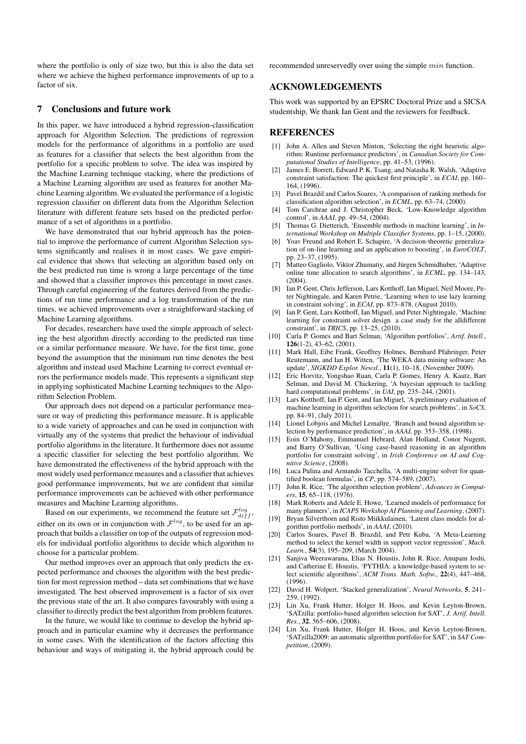where the portfolio is only of size two, but this is also the data set where we achieve the highest performance improvements of up to a factor of six.

## 7 Conclusions and future work

In this paper, we have introduced a hybrid regression-classification approach for Algorithm Selection. The predictions of regression models for the performance of algorithms in a portfolio are used as features for a classifier that selects the best algorithm from the portfolio for a specific problem to solve. The idea was inspired by the Machine Learning technique stacking, where the predictions of a Machine Learning algorithm are used as features for another Machine Learning algorithm. We evaluated the performance of a logistic regression classifier on different data from the Algorithm Selection literature with different feature sets based on the predicted performance of a set of algorithms in a portfolio.

We have demonstrated that our hybrid approach has the potential to improve the performance of current Algorithm Selection systems significantly and realises it in most cases. We gave empirical evidence that shows that selecting an algorithm based only on the best predicted run time is wrong a large percentage of the time and showed that a classifier improves this percentage in most cases. Through careful engineering of the features derived from the predictions of run time performance and a log transformation of the run times, we achieved improvements over a straightforward stacking of Machine Learning algorithms.

For decades, researchers have used the simple approach of selecting the best algorithm directly according to the predicted run time or a similar performance measure. We have, for the first time, gone beyond the assumption that the minimum run time denotes the best algorithm and instead used Machine Learning to correct eventual errors the performance models made. This represents a significant step in applying sophisticated Machine Learning techniques to the Algorithm Selection Problem.

Our approach does not depend on a particular performance measure or way of predicting this performance measure. It is applicable to a wide variety of approaches and can be used in conjunction with virtually any of the systems that predict the behaviour of individual portfolio algorithms in the literature. It furthermore does not assume a specific classifier for selecting the best portfolio algorithm. We have demonstrated the effectiveness of the hybrid approach with the most widely used performance measures and a classifier that achieves good performance improvements, but we are confident that similar performance improvements can be achieved with other performance measures and Machine Learning algorithms.

Based on our experiments, we recommend the feature set $\mathcal{F}^{log}_{diff}$, either on its own or in conjunction with $\mathcal{F}^{log}$, to be used for an approach that builds a classifier on top of the outputs of regression models for individual portfolio algorithms to decide which algorithm to choose for a particular problem.

Our method improves over an approach that only predicts the expected performance and chooses the algorithm with the best prediction for most regression method – data set combinations that we have investigated. The best observed improvement is a factor of six over the previous state of the art. It also compares favourably with using a classifier to directly predict the best algorithm from problem features.

In the future, we would like to continue to develop the hybrid approach and in particular examine why it decreases the performance in some cases. With the identification of the factors affecting this behaviour and ways of mitigating it, the hybrid approach could be recommended unreservedly over using the simple $min$ function.

## ACKNOWLEDGEMENTS

This work was supported by an EPSRC Doctoral Prize and a SICSA studentship. We thank Ian Gent and the reviewers for feedback.

## REFERENCES

[1] John A. Allen and Steven Minton, 'Selecting the right heuristic algorithm: Runtime performance predictors', in *Canadian Society for Computational Studies of Intelligence*, pp. 41–53, (1996).

[2] James E. Borrett, Edward P. K. Tsang, and Natasha R. Walsh, 'Adaptive constraint satisfaction: The quickest first principle', in *ECAI*, pp. 160–164, (1996).

[3] Pavel Brazdil and Carlos Soares, 'A comparison of ranking methods for classification algorithm selection', in *ECML*, pp. 63–74, (2000).

[4] Tom Carchrae and J. Christopher Beck, 'Low-Knowledge algorithm control', in *AAAI*, pp. 49–54, (2004).

[5] Thomas G. Dietterich, 'Ensemble methods in machine learning', in *International Workshop on Multiple Classifier Systems*, pp. 1–15, (2000).

[6] Yoav Freund and Robert E. Schapire, 'A decision-theoretic generalization of on-line learning and an application to boosting', in *EuroCOLT*, pp. 23–37, (1995).

[7] Matteo Gagliolo, Viktor Zhumatiy, and Jürgen Schmidhuber, 'Adaptive online time allocation to search algorithms', in *ECML*, pp. 134–143, (2004).

[8] Ian P. Gent, Chris Jefferson, Lars Kotthoff, Ian Miguel, Neil Moore, Peter Nightingale, and Karen Petrie, 'Learning when to use lazy learning in constraint solving', in *ECAI*, pp. 873–878, (August 2010).

[9] Ian P. Gent, Lars Kotthoff, Ian Miguel, and Peter Nightingale, 'Machine learning for constraint solver design – a case study for the alldifferent constraint', in *TRICS*, pp. 13–25, (2010).

[10] Carla P. Gomes and Bart Selman, 'Algorithm portfolios', *Artif. Intell.*, **126**(1-2), 43–62, (2001).

[11] Mark Hall, Eibe Frank, Geoffrey Holmes, Bernhard Pfahringer, Peter Reutemann, and Ian H. Witten, 'The WEKA data mining software: An update', *SIGKDD Explor. Newsl.*, **11**(1), 10–18, (November 2009).

[12] Eric Horvitz, Yongshao Ruan, Carla P. Gomes, Henry A. Kautz, Bart Selman, and David M. Chickering, 'A bayesian approach to tackling hard computational problems', in *UAI*, pp. 235–244, (2001).

[13] Lars Kotthoff, Ian P. Gent, and Ian Miguel, 'A preliminary evaluation of machine learning in algorithm selection for search problems', in *SoCS*, pp. 84–91, (July 2011).

[14] Lionel Lobjois and Michel Lemaître, 'Branch and bound algorithm selection by performance prediction', in *AAAI*, pp. 353–358, (1998).

[15] Eoin O'Mahony, Emmanuel Hebrard, Alan Holland, Conor Nugent, and Barry O'Sullivan, 'Using case-based reasoning in an algorithm portfolio for constraint solving', in *Irish Conference on AI and Cognitive Science*, (2008).

[16] Luca Pulina and Armando Tacchella, 'A multi-engine solver for quantified boolean formulas', in *CP*, pp. 574–589, (2007).

[17] John R. Rice, 'The algorithm selection problem', *Advances in Computers*, **15**, 65–118, (1976).

[18] Mark Roberts and Adele E. Howe, 'Learned models of performance for many planners', in *ICAPS Workshop AI Planning and Learning*, (2007).

[19] Bryan Silverthorn and Risto Miikkulainen, 'Latent class models for algorithm portfolio methods', in *AAAI*, (2010).

[20] Carlos Soares, Pavel B. Brazdil, and Petr Kuba, 'A Meta-Learning method to select the kernel width in support vector regression', *Mach. Learn.*, **54**(3), 195–209, (March 2004).

[21] Sanjiva Weerawarana, Elias N. Houstis, John R. Rice, Anupam Joshi, and Catherine E. Houstis, 'PYTHIA: a knowledge-based system to select scientific algorithms', *ACM Trans. Math. Softw.*, **22**(4), 447–468, (1996).

[22] David H. Wolpert, 'Stacked generalization', *Neural Networks*, **5**, 241–259, (1992).

[23] Lin Xu, Frank Hutter, Holger H. Hoos, and Kevin Leyton-Brown, 'SATzilla: portfolio-based algorithm selection for SAT', *J. Artif. Intell. Res.*, **32**, 565–606, (2008).

[24] Lin Xu, Frank Hutter, Holger H. Hoos, and Kevin Leyton-Brown, 'SATzilla2009: an automatic algorithm portfolio for SAT', in *SAT Competition*, (2009).